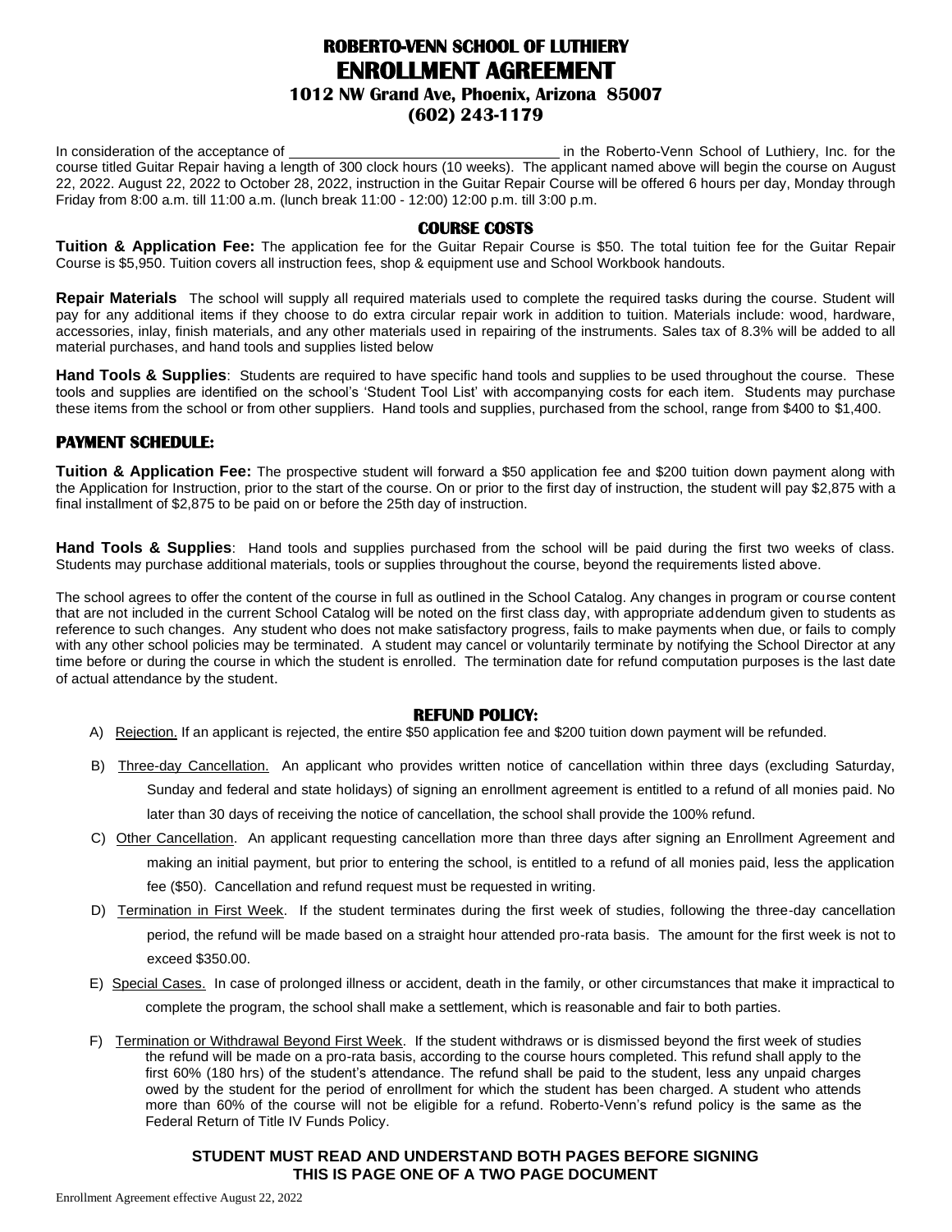# ROBERTO-VENN SCHOOL OF LUTHIERY
# ENROLLMENT AGREEMENT
### 1012 NW Grand Ave, Phoenix, Arizona 85007
### (602) 243-1179

In consideration of the acceptance of ______________________________ in the Roberto-Venn School of Luthiery, Inc. for the course titled Guitar Repair having a length of 300 clock hours (10 weeks). The applicant named above will begin the course on August 22, 2022. August 22, 2022 to October 28, 2022, instruction in the Guitar Repair Course will be offered 6 hours per day, Monday through Friday from 8:00 a.m. till 11:00 a.m. (lunch break 11:00 - 12:00) 12:00 p.m. till 3:00 p.m.

## COURSE COSTS

**Tuition & Application Fee:** The application fee for the Guitar Repair Course is $50. The total tuition fee for the Guitar Repair Course is $5,950. Tuition covers all instruction fees, shop & equipment use and School Workbook handouts.

**Repair Materials** The school will supply all required materials used to complete the required tasks during the course. Student will pay for any additional items if they choose to do extra circular repair work in addition to tuition. Materials include: wood, hardware, accessories, inlay, finish materials, and any other materials used in repairing of the instruments. Sales tax of 8.3% will be added to all material purchases, and hand tools and supplies listed below

**Hand Tools & Supplies**: Students are required to have specific hand tools and supplies to be used throughout the course. These tools and supplies are identified on the school's 'Student Tool List' with accompanying costs for each item. Students may purchase these items from the school or from other suppliers. Hand tools and supplies, purchased from the school, range from $400 to $1,400.

## PAYMENT SCHEDULE:

**Tuition & Application Fee:** The prospective student will forward a $50 application fee and $200 tuition down payment along with the Application for Instruction, prior to the start of the course. On or prior to the first day of instruction, the student will pay $2,875 with a final installment of $2,875 to be paid on or before the 25th day of instruction.

**Hand Tools & Supplies**: Hand tools and supplies purchased from the school will be paid during the first two weeks of class. Students may purchase additional materials, tools or supplies throughout the course, beyond the requirements listed above.

The school agrees to offer the content of the course in full as outlined in the School Catalog. Any changes in program or course content that are not included in the current School Catalog will be noted on the first class day, with appropriate addendum given to students as reference to such changes. Any student who does not make satisfactory progress, fails to make payments when due, or fails to comply with any other school policies may be terminated. A student may cancel or voluntarily terminate by notifying the School Director at any time before or during the course in which the student is enrolled. The termination date for refund computation purposes is the last date of actual attendance by the student.

## REFUND POLICY:

A) Rejection. If an applicant is rejected, the entire $50 application fee and $200 tuition down payment will be refunded.

B) Three-day Cancellation. An applicant who provides written notice of cancellation within three days (excluding Saturday, Sunday and federal and state holidays) of signing an enrollment agreement is entitled to a refund of all monies paid. No later than 30 days of receiving the notice of cancellation, the school shall provide the 100% refund.

C) Other Cancellation. An applicant requesting cancellation more than three days after signing an Enrollment Agreement and making an initial payment, but prior to entering the school, is entitled to a refund of all monies paid, less the application fee ($50). Cancellation and refund request must be requested in writing.

D) Termination in First Week. If the student terminates during the first week of studies, following the three-day cancellation period, the refund will be made based on a straight hour attended pro-rata basis. The amount for the first week is not to exceed $350.00.

E) Special Cases. In case of prolonged illness or accident, death in the family, or other circumstances that make it impractical to complete the program, the school shall make a settlement, which is reasonable and fair to both parties.

F) Termination or Withdrawal Beyond First Week. If the student withdraws or is dismissed beyond the first week of studies the refund will be made on a pro-rata basis, according to the course hours completed. This refund shall apply to the first 60% (180 hrs) of the student's attendance. The refund shall be paid to the student, less any unpaid charges owed by the student for the period of enrollment for which the student has been charged. A student who attends more than 60% of the course will not be eligible for a refund. Roberto-Venn's refund policy is the same as the Federal Return of Title IV Funds Policy.

**STUDENT MUST READ AND UNDERSTAND BOTH PAGES BEFORE SIGNING**
**THIS IS PAGE ONE OF A TWO PAGE DOCUMENT**

Enrollment Agreement effective August 22, 2022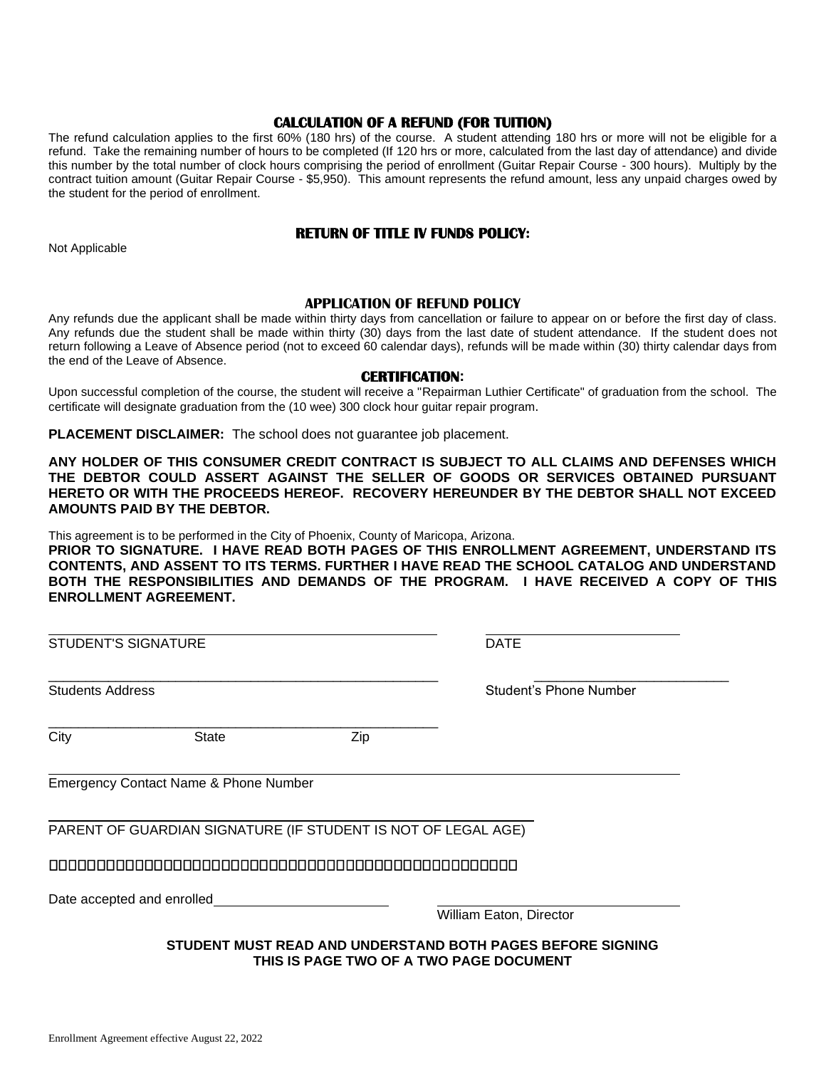## CALCULATION OF A REFUND (FOR TUITION)

The refund calculation applies to the first 60% (180 hrs) of the course. A student attending 180 hrs or more will not be eligible for a refund. Take the remaining number of hours to be completed (If 120 hrs or more, calculated from the last day of attendance) and divide this number by the total number of clock hours comprising the period of enrollment (Guitar Repair Course - 300 hours). Multiply by the contract tuition amount (Guitar Repair Course - $5,950). This amount represents the refund amount, less any unpaid charges owed by the student for the period of enrollment.

## RETURN OF TITLE IV FUNDS POLICY:

Not Applicable

## APPLICATION OF REFUND POLICY

Any refunds due the applicant shall be made within thirty days from cancellation or failure to appear on or before the first day of class. Any refunds due the student shall be made within thirty (30) days from the last date of student attendance. If the student does not return following a Leave of Absence period (not to exceed 60 calendar days), refunds will be made within (30) thirty calendar days from the end of the Leave of Absence.

## CERTIFICATION:

Upon successful completion of the course, the student will receive a "Repairman Luthier Certificate" of graduation from the school. The certificate will designate graduation from the (10 wee) 300 clock hour guitar repair program.

**PLACEMENT DISCLAIMER:** The school does not guarantee job placement.

**ANY HOLDER OF THIS CONSUMER CREDIT CONTRACT IS SUBJECT TO ALL CLAIMS AND DEFENSES WHICH THE DEBTOR COULD ASSERT AGAINST THE SELLER OF GOODS OR SERVICES OBTAINED PURSUANT HERETO OR WITH THE PROCEEDS HEREOF. RECOVERY HEREUNDER BY THE DEBTOR SHALL NOT EXCEED AMOUNTS PAID BY THE DEBTOR.**

This agreement is to be performed in the City of Phoenix, County of Maricopa, Arizona.

**PRIOR TO SIGNATURE. I HAVE READ BOTH PAGES OF THIS ENROLLMENT AGREEMENT, UNDERSTAND ITS CONTENTS, AND ASSENT TO ITS TERMS. FURTHER I HAVE READ THE SCHOOL CATALOG AND UNDERSTAND BOTH THE RESPONSIBILITIES AND DEMANDS OF THE PROGRAM. I HAVE RECEIVED A COPY OF THIS ENROLLMENT AGREEMENT.**

\_\_\_\_\_\_\_\_\_\_\_\_\_\_\_\_\_\_\_\_\_\_\_\_\_\_\_\_\_\_\_\_\_\_\_\_\_\_\_\_ \_\_\_\_\_\_\_\_\_\_\_\_\_\_\_\_\_\_\_\_

STUDENT'S SIGNATURE DATE

\_\_\_\_\_\_\_\_\_\_\_\_\_\_\_\_\_\_\_\_\_\_\_\_\_\_\_\_\_\_\_\_\_\_\_\_\_\_\_\_ \_\_\_\_\_\_\_\_\_\_\_\_\_\_\_\_\_\_\_\_

Students Address Student's Phone Number

\_\_\_\_\_\_\_\_\_\_\_\_\_\_\_\_\_\_\_\_\_\_\_\_\_\_\_\_\_\_\_\_\_\_\_\_\_\_\_\_

City State Zip

\_\_\_\_\_\_\_\_\_\_\_\_\_\_\_\_\_\_\_\_\_\_\_\_\_\_\_\_\_\_\_\_\_\_\_\_\_\_\_\_\_\_\_\_\_\_\_\_\_\_\_\_\_\_\_\_\_\_\_\_\_\_

Emergency Contact Name & Phone Number

\_\_\_\_\_\_\_\_\_\_\_\_\_\_\_\_\_\_\_\_\_\_\_\_\_\_\_\_\_\_\_\_\_\_\_\_\_\_\_\_\_\_\_\_\_\_\_\_\_\_\_\_\_\_

PARENT OF GUARDIAN SIGNATURE (IF STUDENT IS NOT OF LEGAL AGE)

Date accepted and enrolled\_\_\_\_\_\_\_\_\_\_\_\_\_\_\_\_\_\_\_\_ \_\_\_\_\_\_\_\_\_\_\_\_\_\_\_\_\_\_\_\_\_\_\_\_\_\_

William Eaton, Director

**STUDENT MUST READ AND UNDERSTAND BOTH PAGES BEFORE SIGNING**
**THIS IS PAGE TWO OF A TWO PAGE DOCUMENT**

Enrollment Agreement effective August 22, 2022